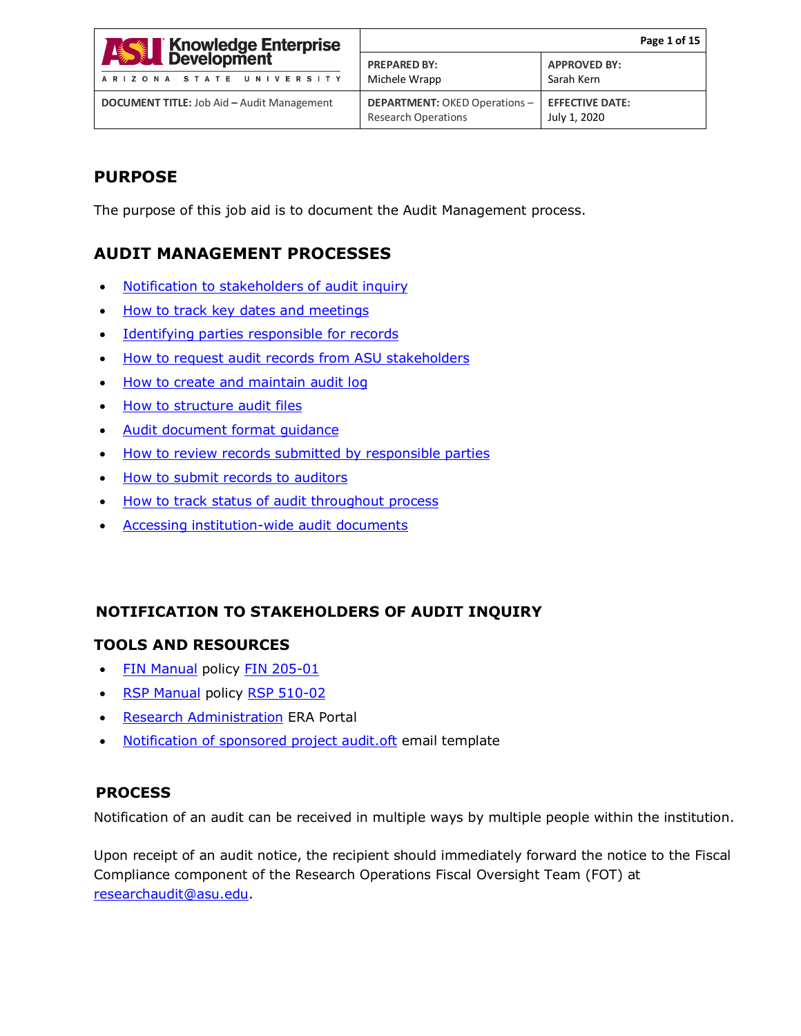| ASU Knowledge Enterprise Development — ARIZONA STATE UNIVERSITY | **PREPARED BY:** Michele Wrapp | **APPROVED BY:** Sarah Kern |
|---|---|---|
| **DOCUMENT TITLE:** Job Aid – Audit Management | **DEPARTMENT:** OKED Operations – Research Operations | **EFFECTIVE DATE:** July 1, 2020 |

## PURPOSE

The purpose of this job aid is to document the Audit Management process.

## AUDIT MANAGEMENT PROCESSES

- Notification to stakeholders of audit inquiry
- How to track key dates and meetings
- Identifying parties responsible for records
- How to request audit records from ASU stakeholders
- How to create and maintain audit log
- How to structure audit files
- Audit document format guidance
- How to review records submitted by responsible parties
- How to submit records to auditors
- How to track status of audit throughout process
- Accessing institution-wide audit documents

## NOTIFICATION TO STAKEHOLDERS OF AUDIT INQUIRY

### TOOLS AND RESOURCES

- FIN Manual policy FIN 205-01
- RSP Manual policy RSP 510-02
- Research Administration ERA Portal
- Notification of sponsored project audit.oft email template

### PROCESS

Notification of an audit can be received in multiple ways by multiple people within the institution.

Upon receipt of an audit notice, the recipient should immediately forward the notice to the Fiscal Compliance component of the Research Operations Fiscal Oversight Team (FOT) at researchaudit@asu.edu.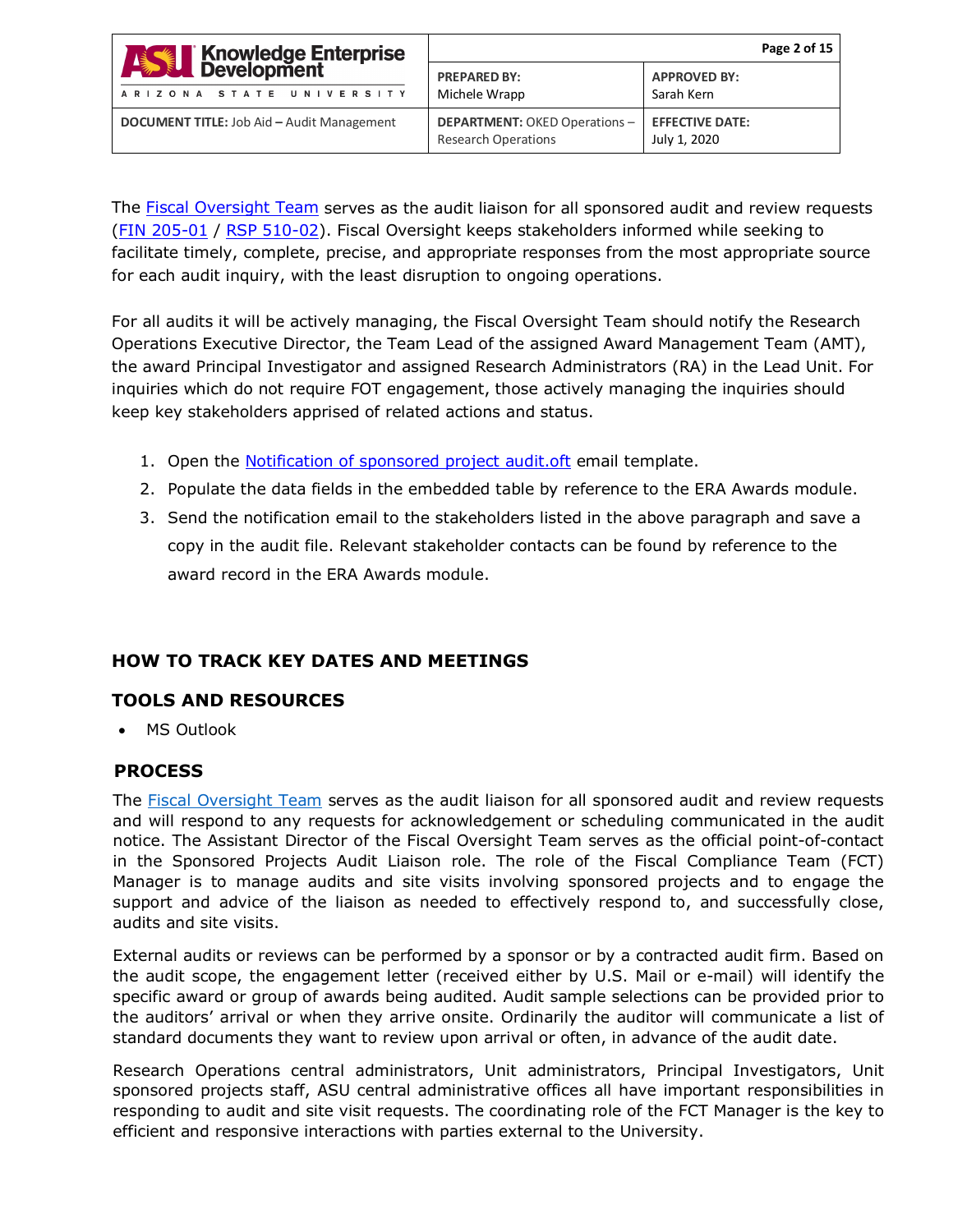The [Fiscal Oversight Team](#) serves as the audit liaison for all sponsored audit and review requests ([FIN 205-01](#) / [RSP 510-02](#)). Fiscal Oversight keeps stakeholders informed while seeking to facilitate timely, complete, precise, and appropriate responses from the most appropriate source for each audit inquiry, with the least disruption to ongoing operations.

For all audits it will be actively managing, the Fiscal Oversight Team should notify the Research Operations Executive Director, the Team Lead of the assigned Award Management Team (AMT), the award Principal Investigator and assigned Research Administrators (RA) in the Lead Unit. For inquiries which do not require FOT engagement, those actively managing the inquiries should keep key stakeholders apprised of related actions and status.

1. Open the [Notification of sponsored project audit.oft](#) email template.
2. Populate the data fields in the embedded table by reference to the ERA Awards module.
3. Send the notification email to the stakeholders listed in the above paragraph and save a copy in the audit file. Relevant stakeholder contacts can be found by reference to the award record in the ERA Awards module.

## HOW TO TRACK KEY DATES AND MEETINGS

### TOOLS AND RESOURCES

- MS Outlook

### PROCESS

The [Fiscal Oversight Team](#) serves as the audit liaison for all sponsored audit and review requests and will respond to any requests for acknowledgement or scheduling communicated in the audit notice. The Assistant Director of the Fiscal Oversight Team serves as the official point-of-contact in the Sponsored Projects Audit Liaison role. The role of the Fiscal Compliance Team (FCT) Manager is to manage audits and site visits involving sponsored projects and to engage the support and advice of the liaison as needed to effectively respond to, and successfully close, audits and site visits.

External audits or reviews can be performed by a sponsor or by a contracted audit firm. Based on the audit scope, the engagement letter (received either by U.S. Mail or e-mail) will identify the specific award or group of awards being audited. Audit sample selections can be provided prior to the auditors' arrival or when they arrive onsite. Ordinarily the auditor will communicate a list of standard documents they want to review upon arrival or often, in advance of the audit date.

Research Operations central administrators, Unit administrators, Principal Investigators, Unit sponsored projects staff, ASU central administrative offices all have important responsibilities in responding to audit and site visit requests. The coordinating role of the FCT Manager is the key to efficient and responsive interactions with parties external to the University.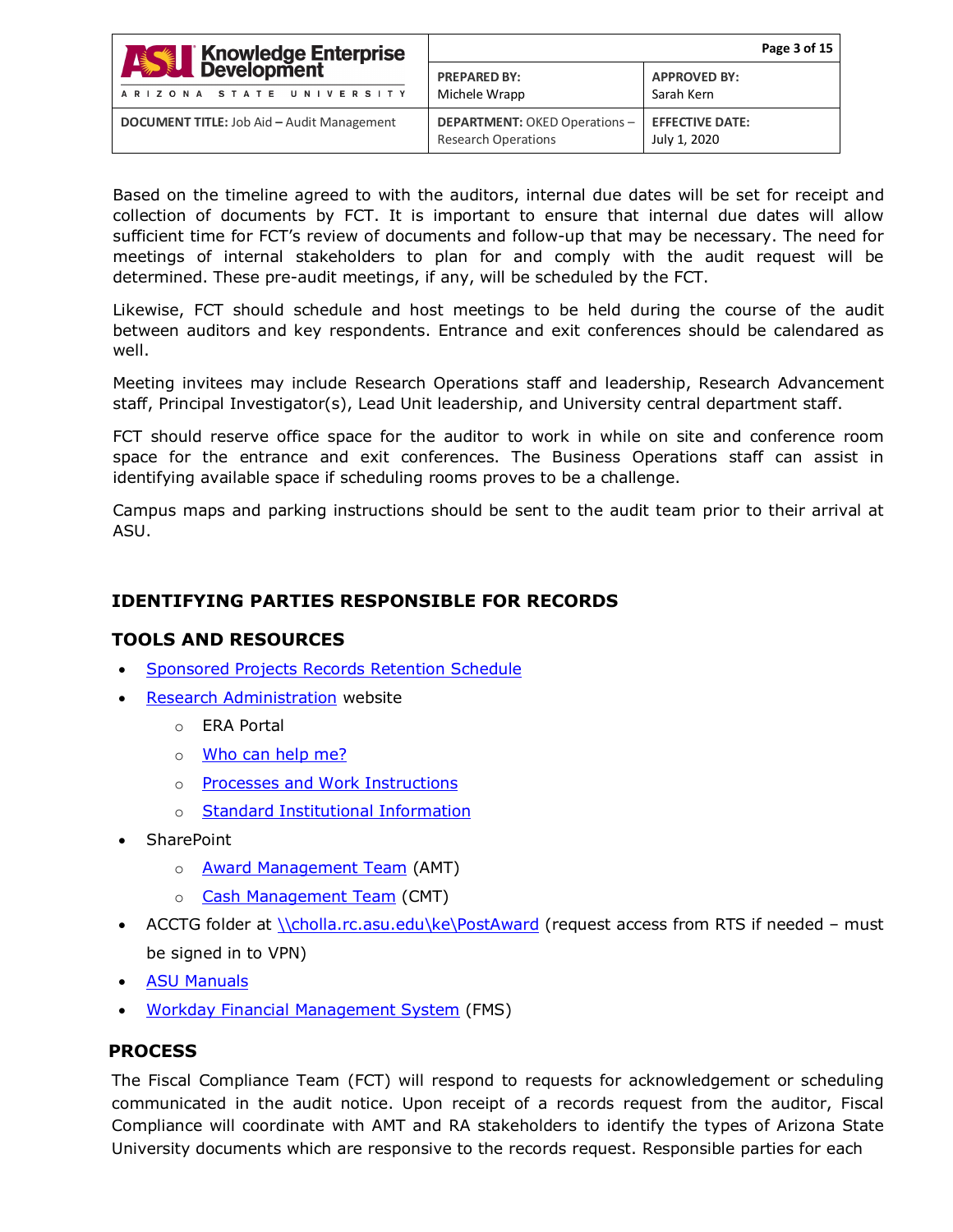Based on the timeline agreed to with the auditors, internal due dates will be set for receipt and collection of documents by FCT. It is important to ensure that internal due dates will allow sufficient time for FCT's review of documents and follow-up that may be necessary. The need for meetings of internal stakeholders to plan for and comply with the audit request will be determined. These pre-audit meetings, if any, will be scheduled by the FCT.

Likewise, FCT should schedule and host meetings to be held during the course of the audit between auditors and key respondents. Entrance and exit conferences should be calendared as well.

Meeting invitees may include Research Operations staff and leadership, Research Advancement staff, Principal Investigator(s), Lead Unit leadership, and University central department staff.

FCT should reserve office space for the auditor to work in while on site and conference room space for the entrance and exit conferences. The Business Operations staff can assist in identifying available space if scheduling rooms proves to be a challenge.

Campus maps and parking instructions should be sent to the audit team prior to their arrival at ASU.

## IDENTIFYING PARTIES RESPONSIBLE FOR RECORDS

### TOOLS AND RESOURCES

- Sponsored Projects Records Retention Schedule
- Research Administration website
  - ERA Portal
  - Who can help me?
  - Processes and Work Instructions
  - Standard Institutional Information
- SharePoint
  - Award Management Team (AMT)
  - Cash Management Team (CMT)
- ACCTG folder at \\cholla.rc.asu.edu\ke\PostAward (request access from RTS if needed – must be signed in to VPN)
- ASU Manuals
- Workday Financial Management System (FMS)

### PROCESS

The Fiscal Compliance Team (FCT) will respond to requests for acknowledgement or scheduling communicated in the audit notice. Upon receipt of a records request from the auditor, Fiscal Compliance will coordinate with AMT and RA stakeholders to identify the types of Arizona State University documents which are responsive to the records request. Responsible parties for each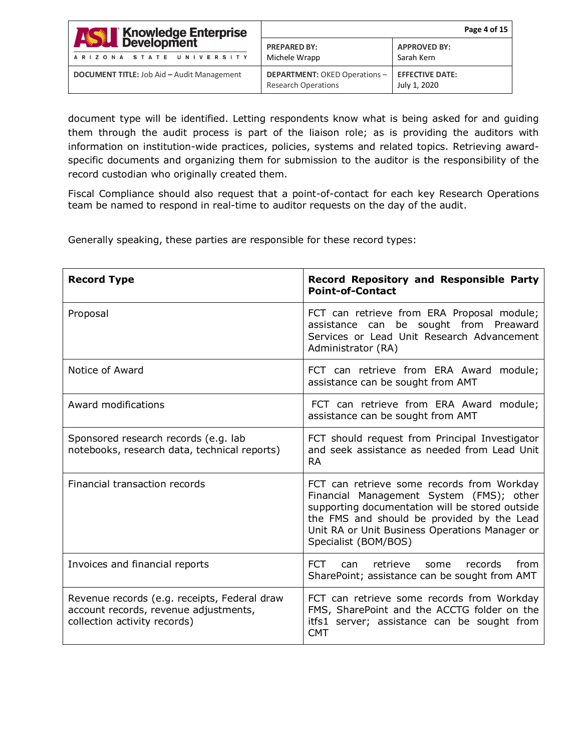document type will be identified. Letting respondents know what is being asked for and guiding them through the audit process is part of the liaison role; as is providing the auditors with information on institution-wide practices, policies, systems and related topics. Retrieving award-specific documents and organizing them for submission to the auditor is the responsibility of the record custodian who originally created them.

Fiscal Compliance should also request that a point-of-contact for each key Research Operations team be named to respond in real-time to auditor requests on the day of the audit.

Generally speaking, these parties are responsible for these record types:

| Record Type | Record Repository and Responsible Party Point-of-Contact |
|---|---|
| Proposal | FCT can retrieve from ERA Proposal module; assistance can be sought from Preaward Services or Lead Unit Research Advancement Administrator (RA) |
| Notice of Award | FCT can retrieve from ERA Award module; assistance can be sought from AMT |
| Award modifications | FCT can retrieve from ERA Award module; assistance can be sought from AMT |
| Sponsored research records (e.g. lab notebooks, research data, technical reports) | FCT should request from Principal Investigator and seek assistance as needed from Lead Unit RA |
| Financial transaction records | FCT can retrieve some records from Workday Financial Management System (FMS); other supporting documentation will be stored outside the FMS and should be provided by the Lead Unit RA or Unit Business Operations Manager or Specialist (BOM/BOS) |
| Invoices and financial reports | FCT can retrieve some records from SharePoint; assistance can be sought from AMT |
| Revenue records (e.g. receipts, Federal draw account records, revenue adjustments, collection activity records) | FCT can retrieve some records from Workday FMS, SharePoint and the ACCTG folder on the itfs1 server; assistance can be sought from CMT |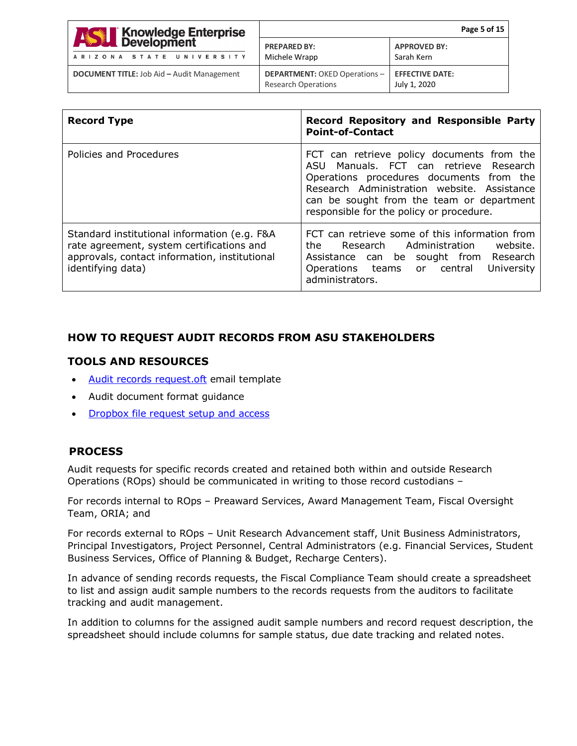| Record Type | Record Repository and Responsible Party Point-of-Contact |
| --- | --- |
| Policies and Procedures | FCT can retrieve policy documents from the ASU Manuals. FCT can retrieve Research Operations procedures documents from the Research Administration website. Assistance can be sought from the team or department responsible for the policy or procedure. |
| Standard institutional information (e.g. F&A rate agreement, system certifications and approvals, contact information, institutional identifying data) | FCT can retrieve some of this information from the Research Administration website. Assistance can be sought from Research Operations teams or central University administrators. |

## HOW TO REQUEST AUDIT RECORDS FROM ASU STAKEHOLDERS

### TOOLS AND RESOURCES

- Audit records request.oft email template
- Audit document format guidance
- Dropbox file request setup and access

### PROCESS

Audit requests for specific records created and retained both within and outside Research Operations (ROps) should be communicated in writing to those record custodians –

For records internal to ROps – Preaward Services, Award Management Team, Fiscal Oversight Team, ORIA; and

For records external to ROps – Unit Research Advancement staff, Unit Business Administrators, Principal Investigators, Project Personnel, Central Administrators (e.g. Financial Services, Student Business Services, Office of Planning & Budget, Recharge Centers).

In advance of sending records requests, the Fiscal Compliance Team should create a spreadsheet to list and assign audit sample numbers to the records requests from the auditors to facilitate tracking and audit management.

In addition to columns for the assigned audit sample numbers and record request description, the spreadsheet should include columns for sample status, due date tracking and related notes.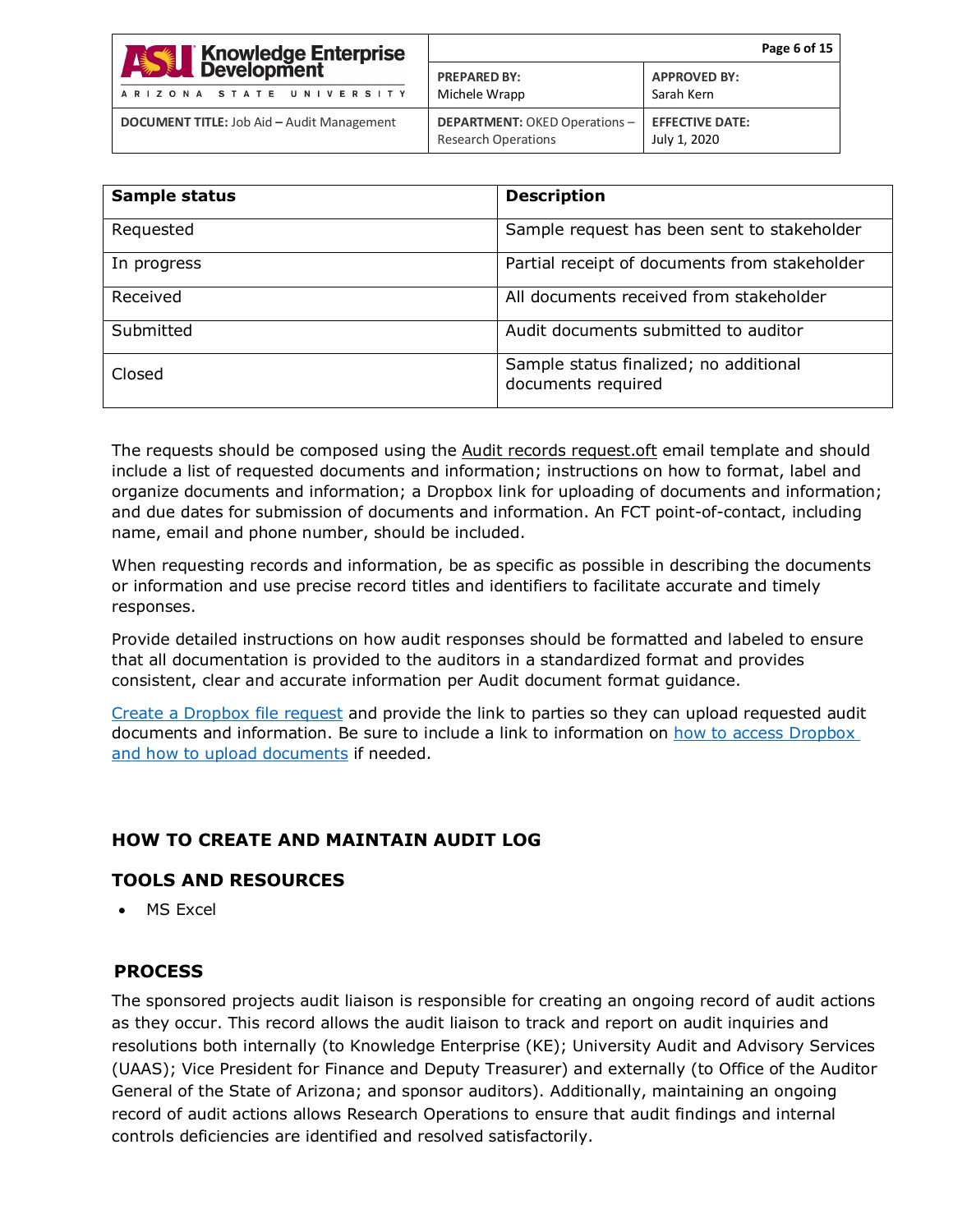| Sample status | Description |
| --- | --- |
| Requested | Sample request has been sent to stakeholder |
| In progress | Partial receipt of documents from stakeholder |
| Received | All documents received from stakeholder |
| Submitted | Audit documents submitted to auditor |
| Closed | Sample status finalized; no additional documents required |

The requests should be composed using the Audit records request.oft email template and should include a list of requested documents and information; instructions on how to format, label and organize documents and information; a Dropbox link for uploading of documents and information; and due dates for submission of documents and information. An FCT point-of-contact, including name, email and phone number, should be included.

When requesting records and information, be as specific as possible in describing the documents or information and use precise record titles and identifiers to facilitate accurate and timely responses.

Provide detailed instructions on how audit responses should be formatted and labeled to ensure that all documentation is provided to the auditors in a standardized format and provides consistent, clear and accurate information per Audit document format guidance.

[Create a Dropbox file request] and provide the link to parties so they can upload requested audit documents and information. Be sure to include a link to information on [how to access Dropbox and how to upload documents] if needed.

## HOW TO CREATE AND MAINTAIN AUDIT LOG

### TOOLS AND RESOURCES

- MS Excel

### PROCESS

The sponsored projects audit liaison is responsible for creating an ongoing record of audit actions as they occur. This record allows the audit liaison to track and report on audit inquiries and resolutions both internally (to Knowledge Enterprise (KE); University Audit and Advisory Services (UAAS); Vice President for Finance and Deputy Treasurer) and externally (to Office of the Auditor General of the State of Arizona; and sponsor auditors). Additionally, maintaining an ongoing record of audit actions allows Research Operations to ensure that audit findings and internal controls deficiencies are identified and resolved satisfactorily.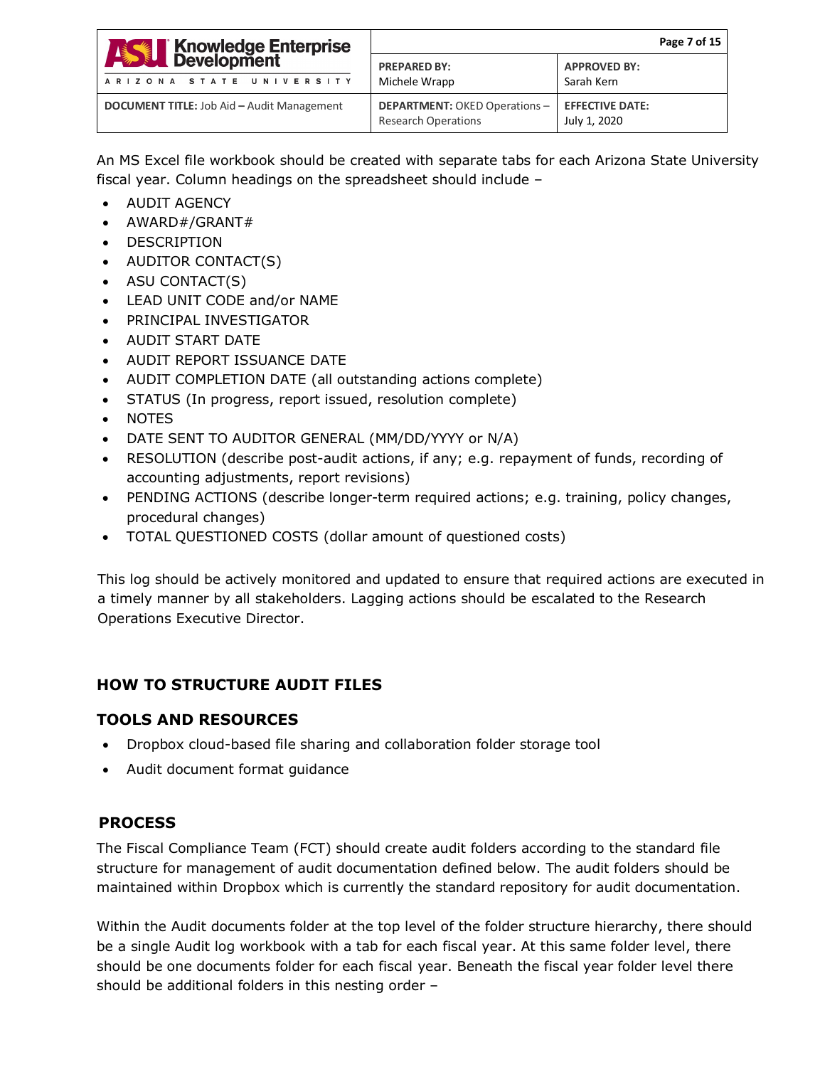An MS Excel file workbook should be created with separate tabs for each Arizona State University fiscal year. Column headings on the spreadsheet should include –

- AUDIT AGENCY
- AWARD#/GRANT#
- DESCRIPTION
- AUDITOR CONTACT(S)
- ASU CONTACT(S)
- LEAD UNIT CODE and/or NAME
- PRINCIPAL INVESTIGATOR
- AUDIT START DATE
- AUDIT REPORT ISSUANCE DATE
- AUDIT COMPLETION DATE (all outstanding actions complete)
- STATUS (In progress, report issued, resolution complete)
- NOTES
- DATE SENT TO AUDITOR GENERAL (MM/DD/YYYY or N/A)
- RESOLUTION (describe post-audit actions, if any; e.g. repayment of funds, recording of accounting adjustments, report revisions)
- PENDING ACTIONS (describe longer-term required actions; e.g. training, policy changes, procedural changes)
- TOTAL QUESTIONED COSTS (dollar amount of questioned costs)

This log should be actively monitored and updated to ensure that required actions are executed in a timely manner by all stakeholders. Lagging actions should be escalated to the Research Operations Executive Director.

## HOW TO STRUCTURE AUDIT FILES

### TOOLS AND RESOURCES

- Dropbox cloud-based file sharing and collaboration folder storage tool
- Audit document format guidance

### PROCESS

The Fiscal Compliance Team (FCT) should create audit folders according to the standard file structure for management of audit documentation defined below. The audit folders should be maintained within Dropbox which is currently the standard repository for audit documentation.

Within the Audit documents folder at the top level of the folder structure hierarchy, there should be a single Audit log workbook with a tab for each fiscal year. At this same folder level, there should be one documents folder for each fiscal year. Beneath the fiscal year folder level there should be additional folders in this nesting order –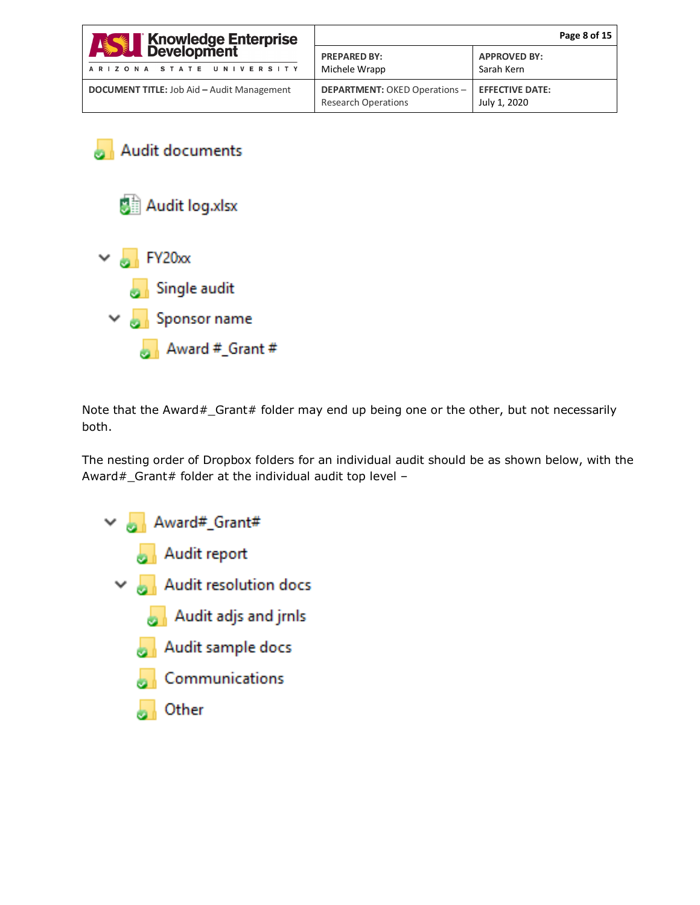- Audit documents
  - Audit log.xlsx
  - FY20xx
    - Single audit
    - Sponsor name
      - Award #_Grant #

Note that the Award#_Grant# folder may end up being one or the other, but not necessarily both.

The nesting order of Dropbox folders for an individual audit should be as shown below, with the Award#_Grant# folder at the individual audit top level –

- Award#_Grant#
  - Audit report
  - Audit resolution docs
    - Audit adjs and jrnls
  - Audit sample docs
  - Communications
  - Other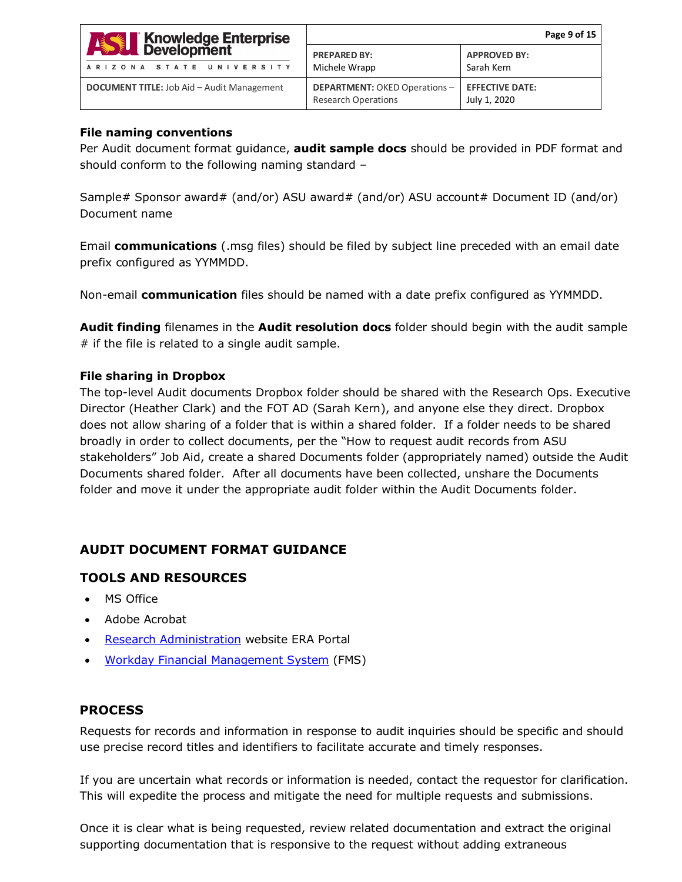### File naming conventions

Per Audit document format guidance, **audit sample docs** should be provided in PDF format and should conform to the following naming standard –

Sample# Sponsor award# (and/or) ASU award# (and/or) ASU account# Document ID (and/or) Document name

Email **communications** (.msg files) should be filed by subject line preceded with an email date prefix configured as YYMMDD.

Non-email **communication** files should be named with a date prefix configured as YYMMDD.

**Audit finding** filenames in the **Audit resolution docs** folder should begin with the audit sample # if the file is related to a single audit sample.

### File sharing in Dropbox

The top-level Audit documents Dropbox folder should be shared with the Research Ops. Executive Director (Heather Clark) and the FOT AD (Sarah Kern), and anyone else they direct. Dropbox does not allow sharing of a folder that is within a shared folder. If a folder needs to be shared broadly in order to collect documents, per the "How to request audit records from ASU stakeholders" Job Aid, create a shared Documents folder (appropriately named) outside the Audit Documents shared folder. After all documents have been collected, unshare the Documents folder and move it under the appropriate audit folder within the Audit Documents folder.

## AUDIT DOCUMENT FORMAT GUIDANCE

## TOOLS AND RESOURCES

- MS Office
- Adobe Acrobat
- Research Administration website ERA Portal
- Workday Financial Management System (FMS)

## PROCESS

Requests for records and information in response to audit inquiries should be specific and should use precise record titles and identifiers to facilitate accurate and timely responses.

If you are uncertain what records or information is needed, contact the requestor for clarification. This will expedite the process and mitigate the need for multiple requests and submissions.

Once it is clear what is being requested, review related documentation and extract the original supporting documentation that is responsive to the request without adding extraneous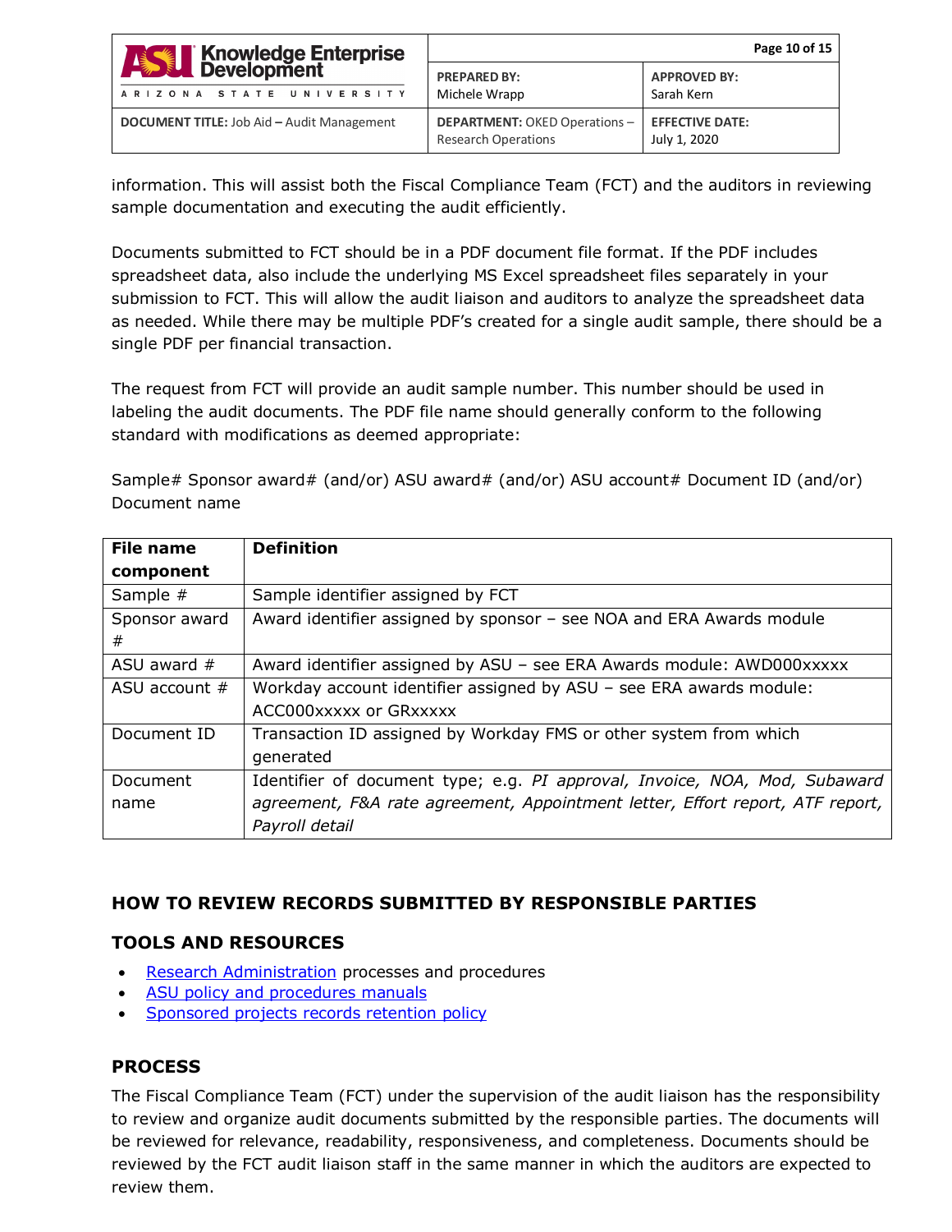information. This will assist both the Fiscal Compliance Team (FCT) and the auditors in reviewing sample documentation and executing the audit efficiently.

Documents submitted to FCT should be in a PDF document file format. If the PDF includes spreadsheet data, also include the underlying MS Excel spreadsheet files separately in your submission to FCT. This will allow the audit liaison and auditors to analyze the spreadsheet data as needed. While there may be multiple PDF's created for a single audit sample, there should be a single PDF per financial transaction.

The request from FCT will provide an audit sample number. This number should be used in labeling the audit documents. The PDF file name should generally conform to the following standard with modifications as deemed appropriate:

Sample# Sponsor award# (and/or) ASU award# (and/or) ASU account# Document ID (and/or) Document name

| File name component | Definition |
|---|---|
| Sample # | Sample identifier assigned by FCT |
| Sponsor award # | Award identifier assigned by sponsor – see NOA and ERA Awards module |
| ASU award # | Award identifier assigned by ASU – see ERA Awards module: AWD000xxxxx |
| ASU account # | Workday account identifier assigned by ASU – see ERA awards module: ACC000xxxxx or GRxxxxx |
| Document ID | Transaction ID assigned by Workday FMS or other system from which generated |
| Document name | Identifier of document type; e.g. *PI approval, Invoice, NOA, Mod, Subaward agreement, F&A rate agreement, Appointment letter, Effort report, ATF report, Payroll detail* |

## HOW TO REVIEW RECORDS SUBMITTED BY RESPONSIBLE PARTIES

### TOOLS AND RESOURCES

- Research Administration processes and procedures
- ASU policy and procedures manuals
- Sponsored projects records retention policy

### PROCESS

The Fiscal Compliance Team (FCT) under the supervision of the audit liaison has the responsibility to review and organize audit documents submitted by the responsible parties. The documents will be reviewed for relevance, readability, responsiveness, and completeness. Documents should be reviewed by the FCT audit liaison staff in the same manner in which the auditors are expected to review them.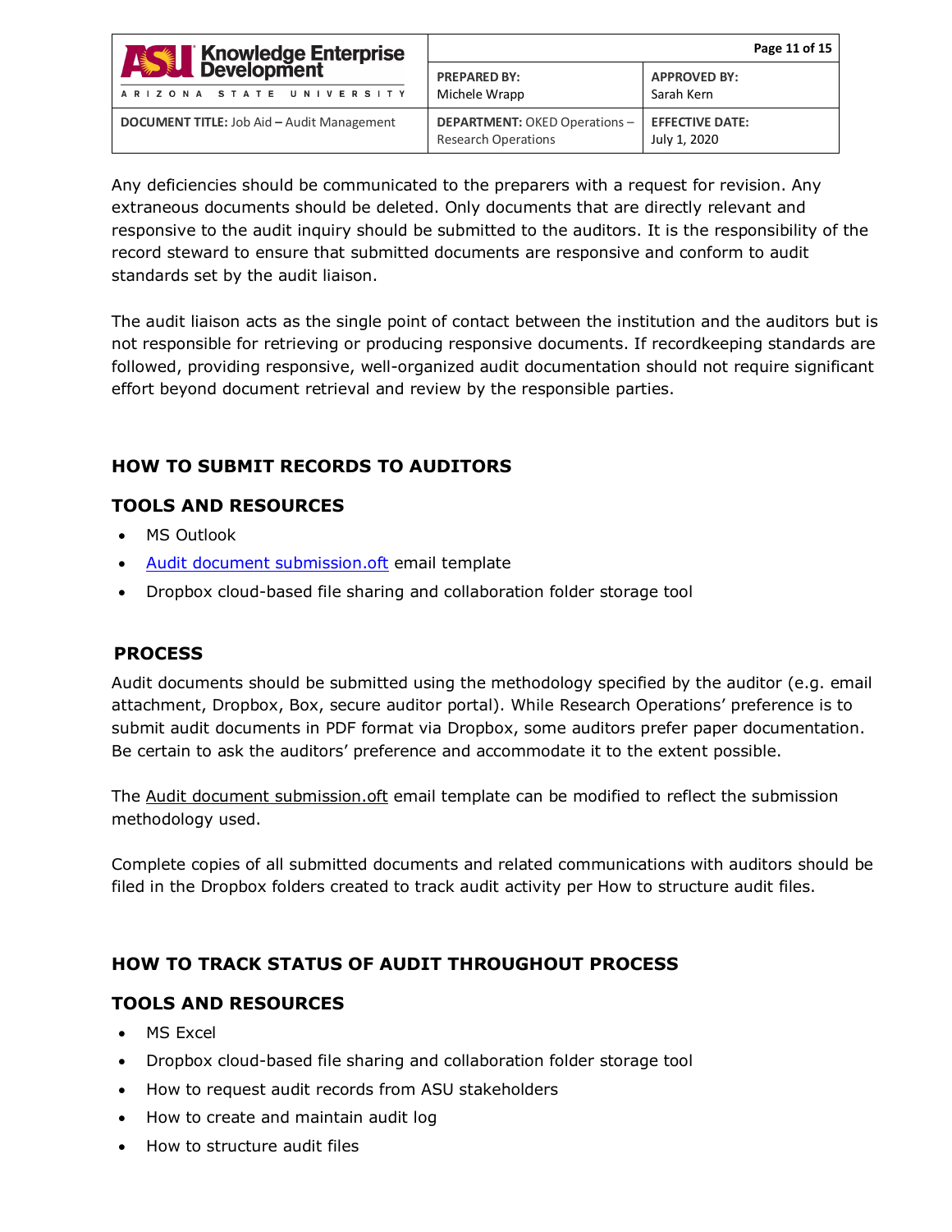Any deficiencies should be communicated to the preparers with a request for revision. Any extraneous documents should be deleted. Only documents that are directly relevant and responsive to the audit inquiry should be submitted to the auditors. It is the responsibility of the record steward to ensure that submitted documents are responsive and conform to audit standards set by the audit liaison.

The audit liaison acts as the single point of contact between the institution and the auditors but is not responsible for retrieving or producing responsive documents. If recordkeeping standards are followed, providing responsive, well-organized audit documentation should not require significant effort beyond document retrieval and review by the responsible parties.

## HOW TO SUBMIT RECORDS TO AUDITORS

### TOOLS AND RESOURCES

- MS Outlook
- Audit document submission.oft email template
- Dropbox cloud-based file sharing and collaboration folder storage tool

### PROCESS

Audit documents should be submitted using the methodology specified by the auditor (e.g. email attachment, Dropbox, Box, secure auditor portal). While Research Operations' preference is to submit audit documents in PDF format via Dropbox, some auditors prefer paper documentation. Be certain to ask the auditors' preference and accommodate it to the extent possible.

The Audit document submission.oft email template can be modified to reflect the submission methodology used.

Complete copies of all submitted documents and related communications with auditors should be filed in the Dropbox folders created to track audit activity per How to structure audit files.

## HOW TO TRACK STATUS OF AUDIT THROUGHOUT PROCESS

### TOOLS AND RESOURCES

- MS Excel
- Dropbox cloud-based file sharing and collaboration folder storage tool
- How to request audit records from ASU stakeholders
- How to create and maintain audit log
- How to structure audit files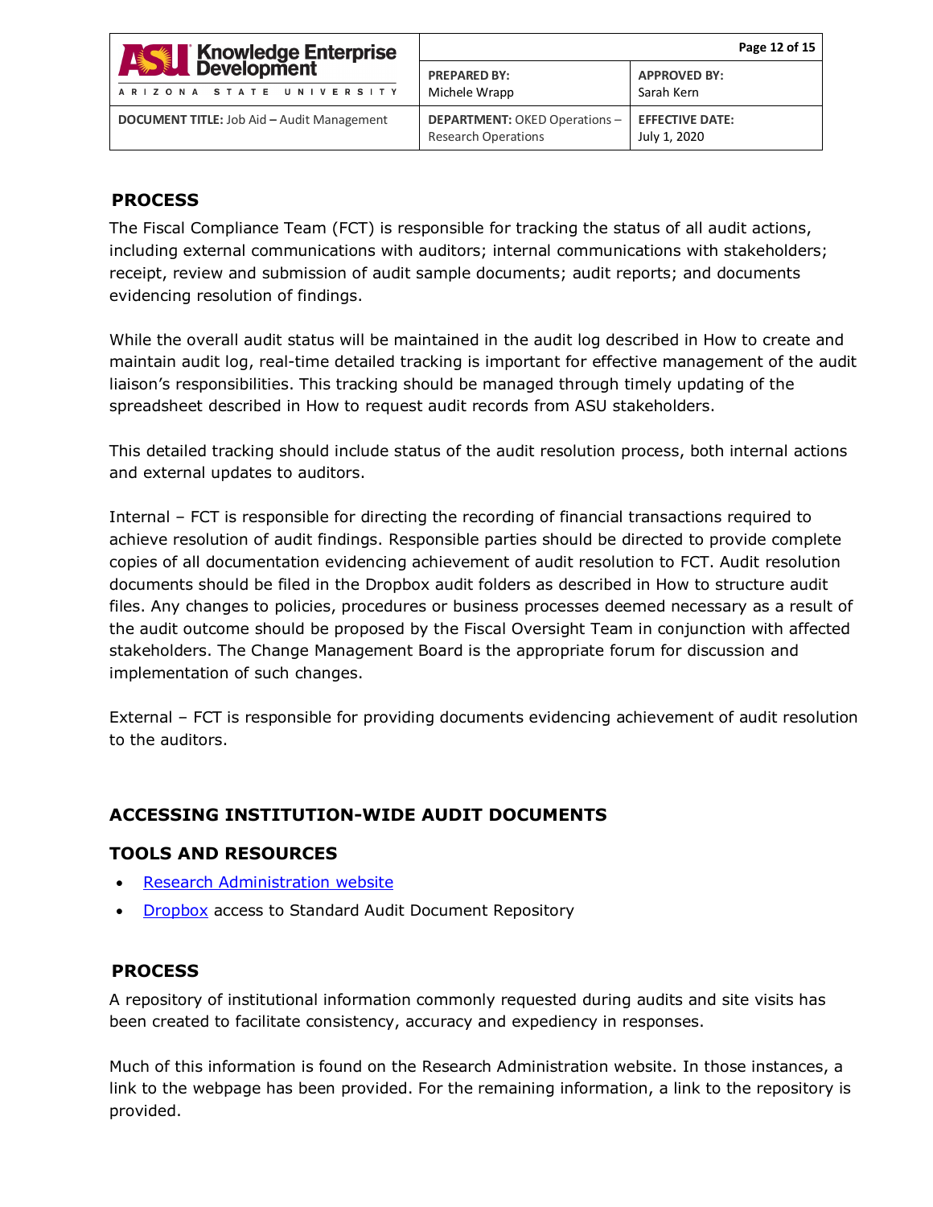## PROCESS

The Fiscal Compliance Team (FCT) is responsible for tracking the status of all audit actions, including external communications with auditors; internal communications with stakeholders; receipt, review and submission of audit sample documents; audit reports; and documents evidencing resolution of findings.

While the overall audit status will be maintained in the audit log described in How to create and maintain audit log, real-time detailed tracking is important for effective management of the audit liaison's responsibilities. This tracking should be managed through timely updating of the spreadsheet described in How to request audit records from ASU stakeholders.

This detailed tracking should include status of the audit resolution process, both internal actions and external updates to auditors.

Internal – FCT is responsible for directing the recording of financial transactions required to achieve resolution of audit findings. Responsible parties should be directed to provide complete copies of all documentation evidencing achievement of audit resolution to FCT. Audit resolution documents should be filed in the Dropbox audit folders as described in How to structure audit files. Any changes to policies, procedures or business processes deemed necessary as a result of the audit outcome should be proposed by the Fiscal Oversight Team in conjunction with affected stakeholders. The Change Management Board is the appropriate forum for discussion and implementation of such changes.

External – FCT is responsible for providing documents evidencing achievement of audit resolution to the auditors.

# ACCESSING INSTITUTION-WIDE AUDIT DOCUMENTS

## TOOLS AND RESOURCES

- Research Administration website
- Dropbox access to Standard Audit Document Repository

## PROCESS

A repository of institutional information commonly requested during audits and site visits has been created to facilitate consistency, accuracy and expediency in responses.

Much of this information is found on the Research Administration website. In those instances, a link to the webpage has been provided. For the remaining information, a link to the repository is provided.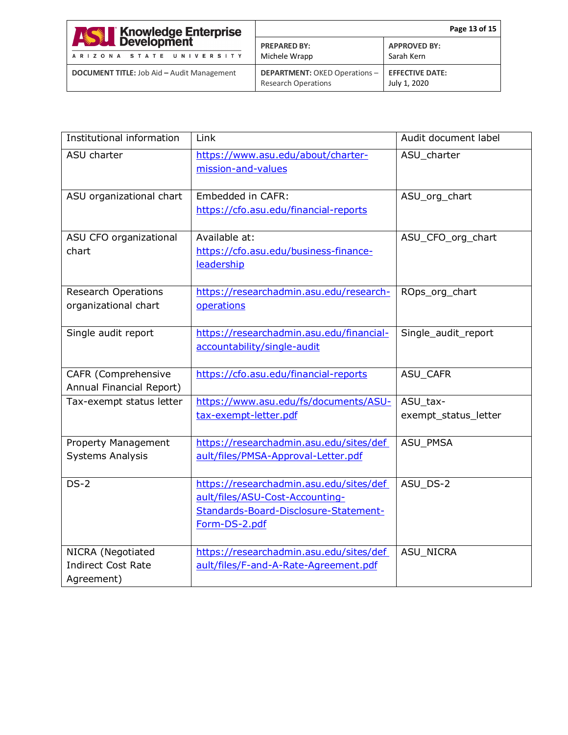| Institutional information | Link | Audit document label |
|---|---|---|
| ASU charter | https://www.asu.edu/about/charter-mission-and-values | ASU_charter |
| ASU organizational chart | Embedded in CAFR: https://cfo.asu.edu/financial-reports | ASU_org_chart |
| ASU CFO organizational chart | Available at: https://cfo.asu.edu/business-finance-leadership | ASU_CFO_org_chart |
| Research Operations organizational chart | https://researchadmin.asu.edu/research-operations | ROps_org_chart |
| Single audit report | https://researchadmin.asu.edu/financial-accountability/single-audit | Single_audit_report |
| CAFR (Comprehensive Annual Financial Report) | https://cfo.asu.edu/financial-reports | ASU_CAFR |
| Tax-exempt status letter | https://www.asu.edu/fs/documents/ASU-tax-exempt-letter.pdf | ASU_tax-exempt_status_letter |
| Property Management Systems Analysis | https://researchadmin.asu.edu/sites/default/files/PMSA-Approval-Letter.pdf | ASU_PMSA |
| DS-2 | https://researchadmin.asu.edu/sites/default/files/ASU-Cost-Accounting-Standards-Board-Disclosure-Statement-Form-DS-2.pdf | ASU_DS-2 |
| NICRA (Negotiated Indirect Cost Rate Agreement) | https://researchadmin.asu.edu/sites/default/files/F-and-A-Rate-Agreement.pdf | ASU_NICRA |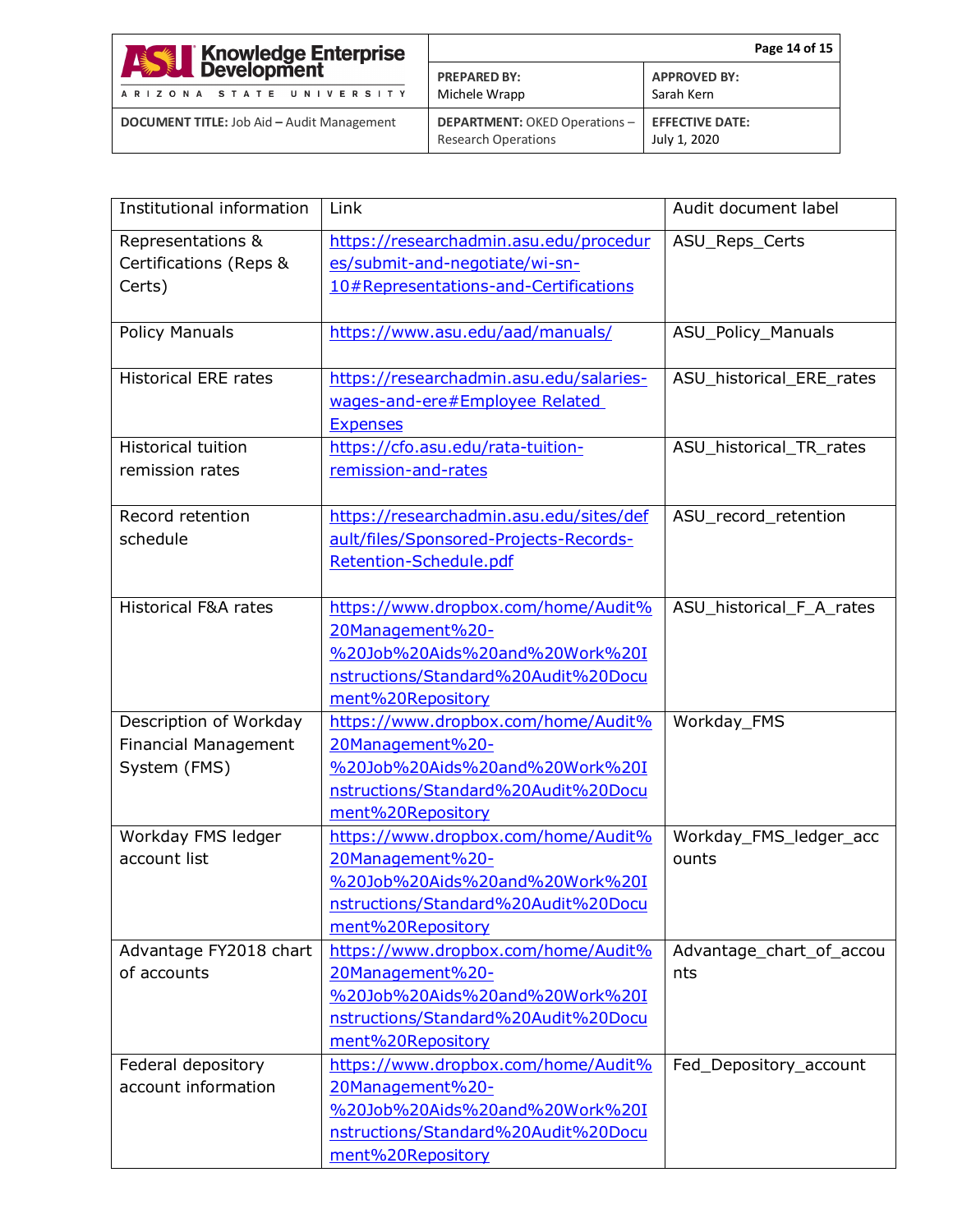| Institutional information | Link | Audit document label |
| --- | --- | --- |
| Representations & Certifications (Reps & Certs) | https://researchadmin.asu.edu/procedures/submit-and-negotiate/wi-sn-10#Representations-and-Certifications | ASU_Reps_Certs |
| Policy Manuals | https://www.asu.edu/aad/manuals/ | ASU_Policy_Manuals |
| Historical ERE rates | https://researchadmin.asu.edu/salaries-wages-and-ere#Employee Related Expenses | ASU_historical_ERE_rates |
| Historical tuition remission rates | https://cfo.asu.edu/rata-tuition-remission-and-rates | ASU_historical_TR_rates |
| Record retention schedule | https://researchadmin.asu.edu/sites/default/files/Sponsored-Projects-Records-Retention-Schedule.pdf | ASU_record_retention |
| Historical F&A rates | https://www.dropbox.com/home/Audit%20Management%20-%20Job%20Aids%20and%20Work%20Instructions/Standard%20Audit%20Document%20Repository | ASU_historical_F_A_rates |
| Description of Workday Financial Management System (FMS) | https://www.dropbox.com/home/Audit%20Management%20-%20Job%20Aids%20and%20Work%20Instructions/Standard%20Audit%20Document%20Repository | Workday_FMS |
| Workday FMS ledger account list | https://www.dropbox.com/home/Audit%20Management%20-%20Job%20Aids%20and%20Work%20Instructions/Standard%20Audit%20Document%20Repository | Workday_FMS_ledger_accounts |
| Advantage FY2018 chart of accounts | https://www.dropbox.com/home/Audit%20Management%20-%20Job%20Aids%20and%20Work%20Instructions/Standard%20Audit%20Document%20Repository | Advantage_chart_of_accounts |
| Federal depository account information | https://www.dropbox.com/home/Audit%20Management%20-%20Job%20Aids%20and%20Work%20Instructions/Standard%20Audit%20Document%20Repository | Fed_Depository_account |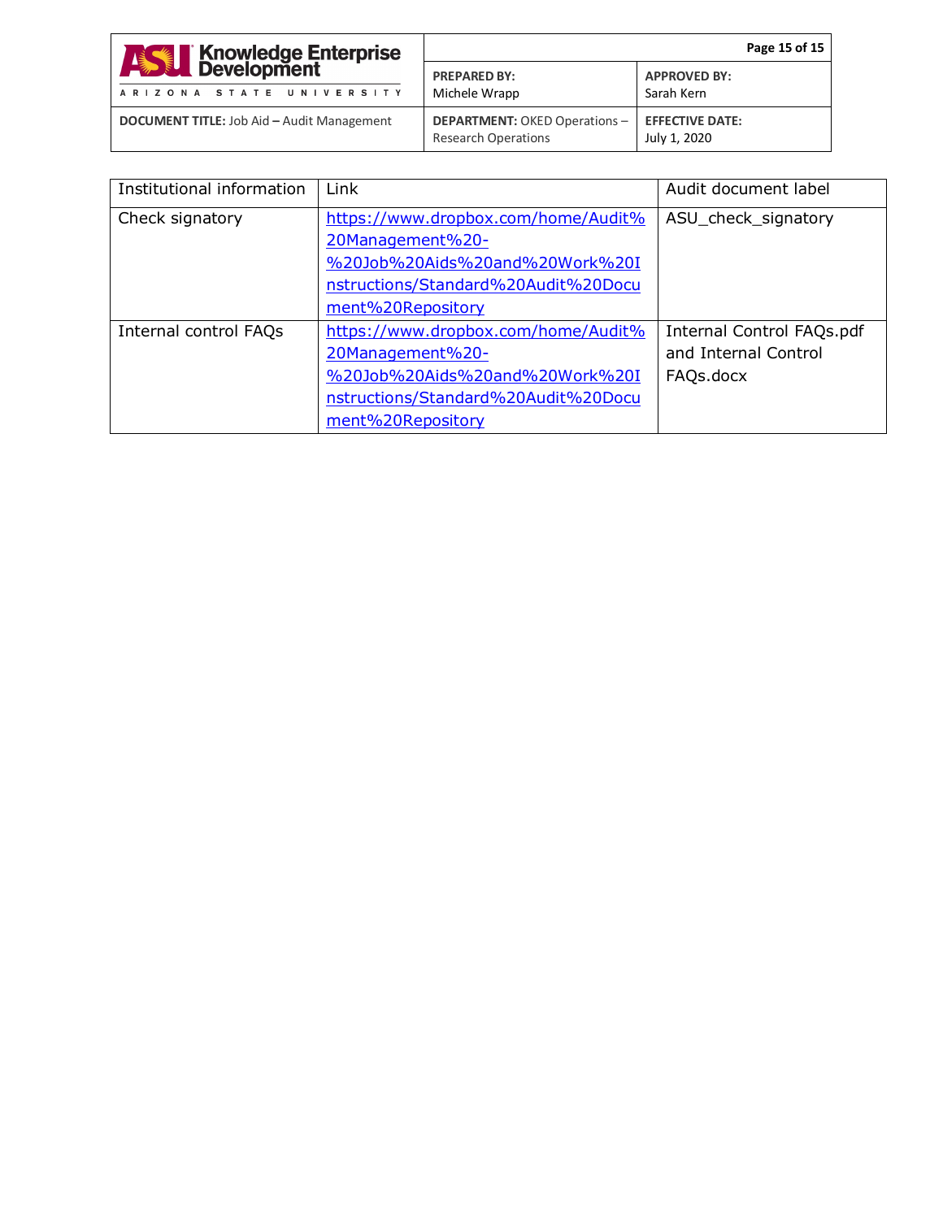| Institutional information | Link | Audit document label |
|---|---|---|
| Check signatory | https://www.dropbox.com/home/Audit%20Management%20-%20Job%20Aids%20and%20Work%20Instructions/Standard%20Audit%20Document%20Repository | ASU_check_signatory |
| Internal control FAQs | https://www.dropbox.com/home/Audit%20Management%20-%20Job%20Aids%20and%20Work%20Instructions/Standard%20Audit%20Document%20Repository | Internal Control FAQs.pdf and Internal Control FAQs.docx |